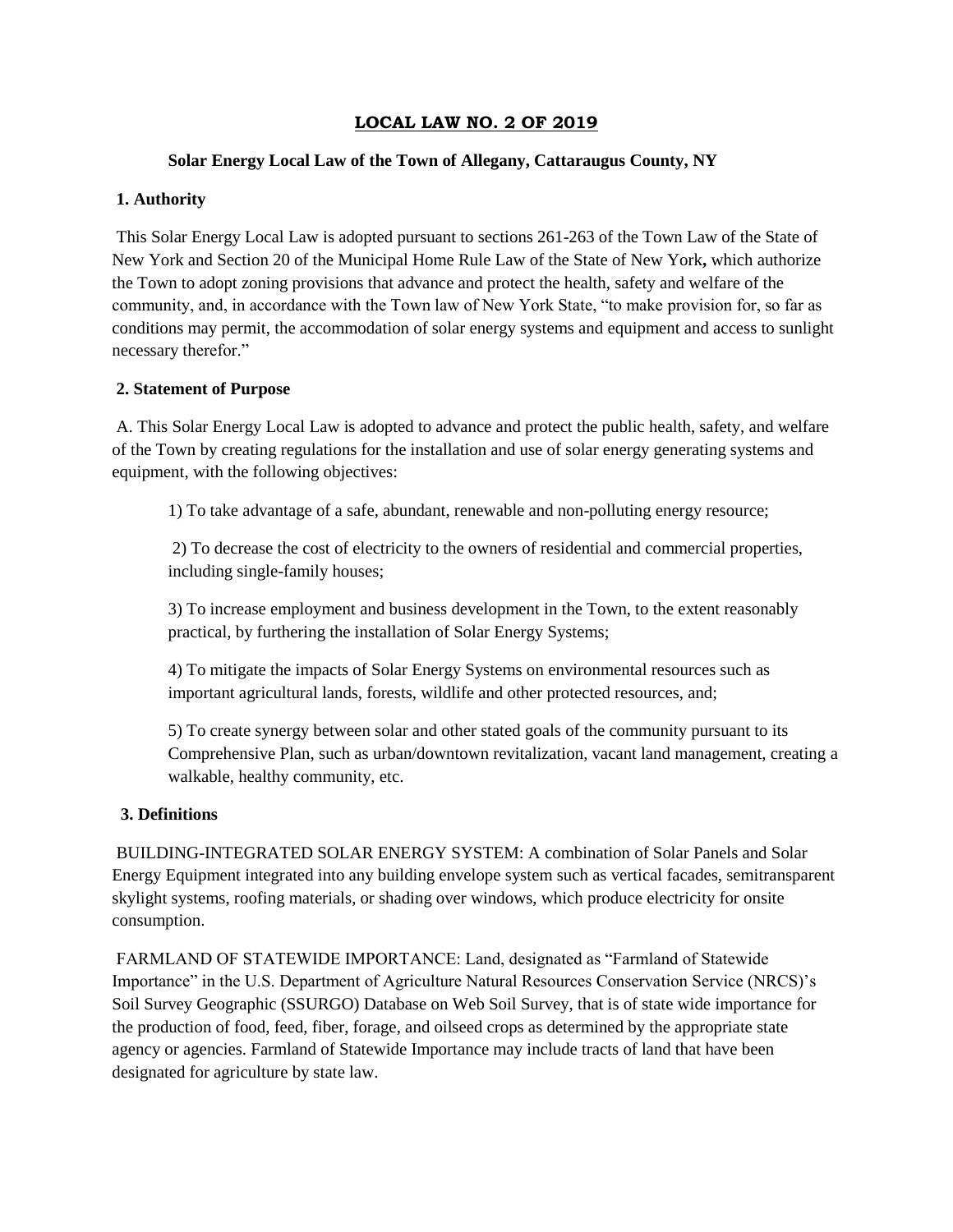# LOCAL LAW NO. 2 OF 2019

## Solar Energy Local Law of the Town of Allegany, Cattaraugus County, NY

### 1. Authority

This Solar Energy Local Law is adopted pursuant to sections 261-263 of the Town Law of the State of New York and Section 20 of the Municipal Home Rule Law of the State of New York**,** which authorize the Town to adopt zoning provisions that advance and protect the health, safety and welfare of the community, and, in accordance with the Town law of New York State, "to make provision for, so far as conditions may permit, the accommodation of solar energy systems and equipment and access to sunlight necessary therefor."

### 2. Statement of Purpose

A. This Solar Energy Local Law is adopted to advance and protect the public health, safety, and welfare of the Town by creating regulations for the installation and use of solar energy generating systems and equipment, with the following objectives:

1) To take advantage of a safe, abundant, renewable and non-polluting energy resource;

2) To decrease the cost of electricity to the owners of residential and commercial properties, including single-family houses;

3) To increase employment and business development in the Town, to the extent reasonably practical, by furthering the installation of Solar Energy Systems;

4) To mitigate the impacts of Solar Energy Systems on environmental resources such as important agricultural lands, forests, wildlife and other protected resources, and;

5) To create synergy between solar and other stated goals of the community pursuant to its Comprehensive Plan, such as urban/downtown revitalization, vacant land management, creating a walkable, healthy community, etc.

### 3. Definitions

BUILDING-INTEGRATED SOLAR ENERGY SYSTEM: A combination of Solar Panels and Solar Energy Equipment integrated into any building envelope system such as vertical facades, semitransparent skylight systems, roofing materials, or shading over windows, which produce electricity for onsite consumption.

FARMLAND OF STATEWIDE IMPORTANCE: Land, designated as "Farmland of Statewide Importance" in the U.S. Department of Agriculture Natural Resources Conservation Service (NRCS)'s Soil Survey Geographic (SSURGO) Database on Web Soil Survey, that is of state wide importance for the production of food, feed, fiber, forage, and oilseed crops as determined by the appropriate state agency or agencies. Farmland of Statewide Importance may include tracts of land that have been designated for agriculture by state law.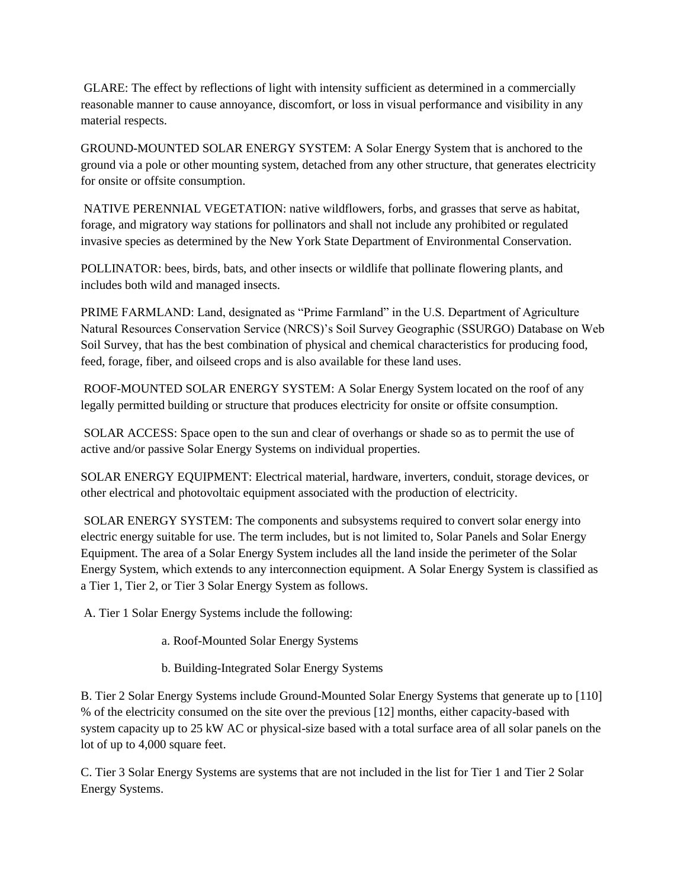GLARE: The effect by reflections of light with intensity sufficient as determined in a commercially reasonable manner to cause annoyance, discomfort, or loss in visual performance and visibility in any material respects.

GROUND-MOUNTED SOLAR ENERGY SYSTEM: A Solar Energy System that is anchored to the ground via a pole or other mounting system, detached from any other structure, that generates electricity for onsite or offsite consumption.

NATIVE PERENNIAL VEGETATION: native wildflowers, forbs, and grasses that serve as habitat, forage, and migratory way stations for pollinators and shall not include any prohibited or regulated invasive species as determined by the New York State Department of Environmental Conservation.

POLLINATOR: bees, birds, bats, and other insects or wildlife that pollinate flowering plants, and includes both wild and managed insects.

PRIME FARMLAND: Land, designated as "Prime Farmland" in the U.S. Department of Agriculture Natural Resources Conservation Service (NRCS)'s Soil Survey Geographic (SSURGO) Database on Web Soil Survey, that has the best combination of physical and chemical characteristics for producing food, feed, forage, fiber, and oilseed crops and is also available for these land uses.

ROOF-MOUNTED SOLAR ENERGY SYSTEM: A Solar Energy System located on the roof of any legally permitted building or structure that produces electricity for onsite or offsite consumption.

SOLAR ACCESS: Space open to the sun and clear of overhangs or shade so as to permit the use of active and/or passive Solar Energy Systems on individual properties.

SOLAR ENERGY EQUIPMENT: Electrical material, hardware, inverters, conduit, storage devices, or other electrical and photovoltaic equipment associated with the production of electricity.

SOLAR ENERGY SYSTEM: The components and subsystems required to convert solar energy into electric energy suitable for use. The term includes, but is not limited to, Solar Panels and Solar Energy Equipment. The area of a Solar Energy System includes all the land inside the perimeter of the Solar Energy System, which extends to any interconnection equipment. A Solar Energy System is classified as a Tier 1, Tier 2, or Tier 3 Solar Energy System as follows.

A. Tier 1 Solar Energy Systems include the following:

a. Roof-Mounted Solar Energy Systems

b. Building-Integrated Solar Energy Systems

B. Tier 2 Solar Energy Systems include Ground-Mounted Solar Energy Systems that generate up to [110] % of the electricity consumed on the site over the previous [12] months, either capacity-based with system capacity up to 25 kW AC or physical-size based with a total surface area of all solar panels on the lot of up to 4,000 square feet.

C. Tier 3 Solar Energy Systems are systems that are not included in the list for Tier 1 and Tier 2 Solar Energy Systems.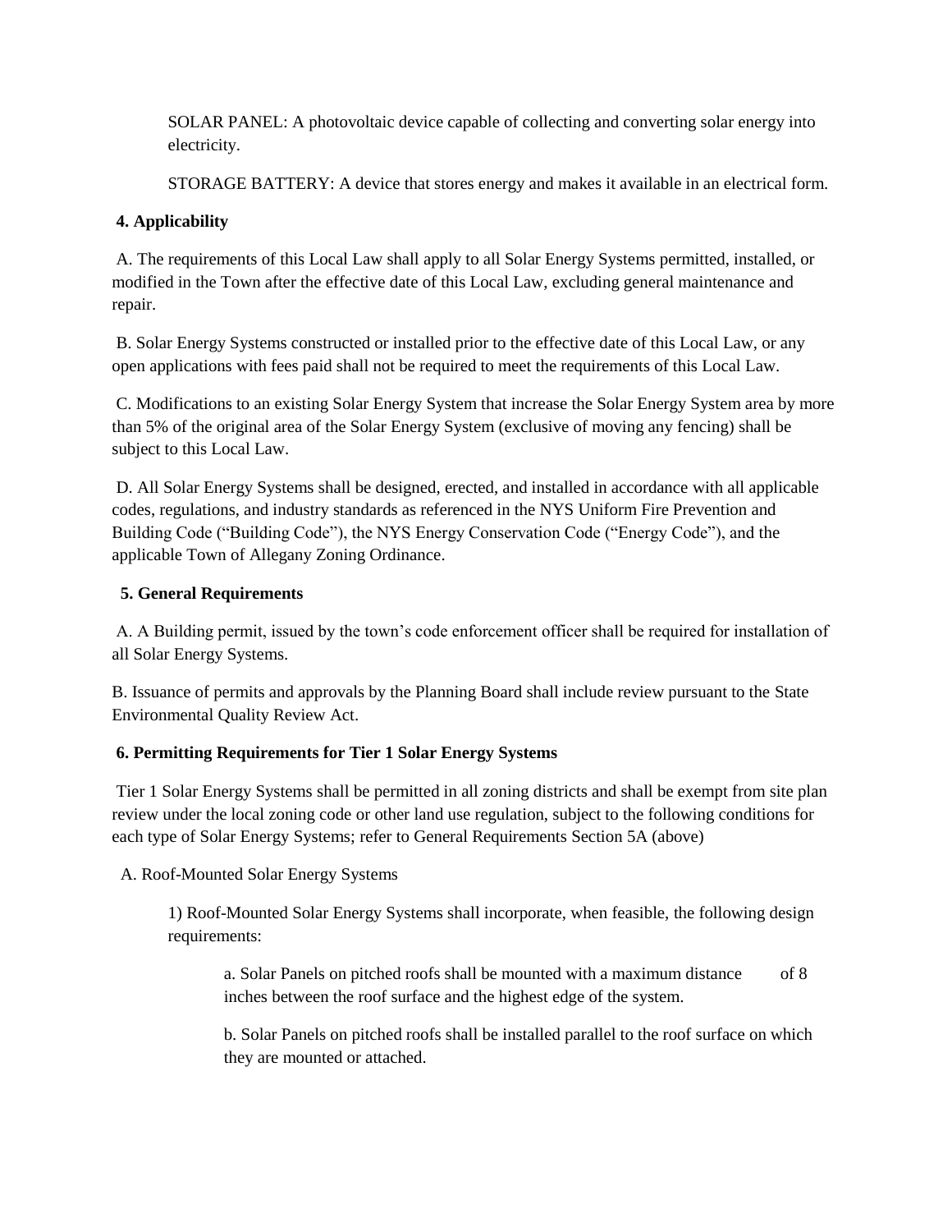SOLAR PANEL: A photovoltaic device capable of collecting and converting solar energy into electricity.

STORAGE BATTERY: A device that stores energy and makes it available in an electrical form.

**4. Applicability**

A. The requirements of this Local Law shall apply to all Solar Energy Systems permitted, installed, or modified in the Town after the effective date of this Local Law, excluding general maintenance and repair.

B. Solar Energy Systems constructed or installed prior to the effective date of this Local Law, or any open applications with fees paid shall not be required to meet the requirements of this Local Law.

C. Modifications to an existing Solar Energy System that increase the Solar Energy System area by more than 5% of the original area of the Solar Energy System (exclusive of moving any fencing) shall be subject to this Local Law.

D. All Solar Energy Systems shall be designed, erected, and installed in accordance with all applicable codes, regulations, and industry standards as referenced in the NYS Uniform Fire Prevention and Building Code ("Building Code"), the NYS Energy Conservation Code ("Energy Code"), and the applicable Town of Allegany Zoning Ordinance.

**5. General Requirements**

A. A Building permit, issued by the town's code enforcement officer shall be required for installation of all Solar Energy Systems.

B. Issuance of permits and approvals by the Planning Board shall include review pursuant to the State Environmental Quality Review Act.

**6. Permitting Requirements for Tier 1 Solar Energy Systems**

Tier 1 Solar Energy Systems shall be permitted in all zoning districts and shall be exempt from site plan review under the local zoning code or other land use regulation, subject to the following conditions for each type of Solar Energy Systems; refer to General Requirements Section 5A (above)

A. Roof-Mounted Solar Energy Systems

1) Roof-Mounted Solar Energy Systems shall incorporate, when feasible, the following design requirements:

a. Solar Panels on pitched roofs shall be mounted with a maximum distance of 8 inches between the roof surface and the highest edge of the system.

b. Solar Panels on pitched roofs shall be installed parallel to the roof surface on which they are mounted or attached.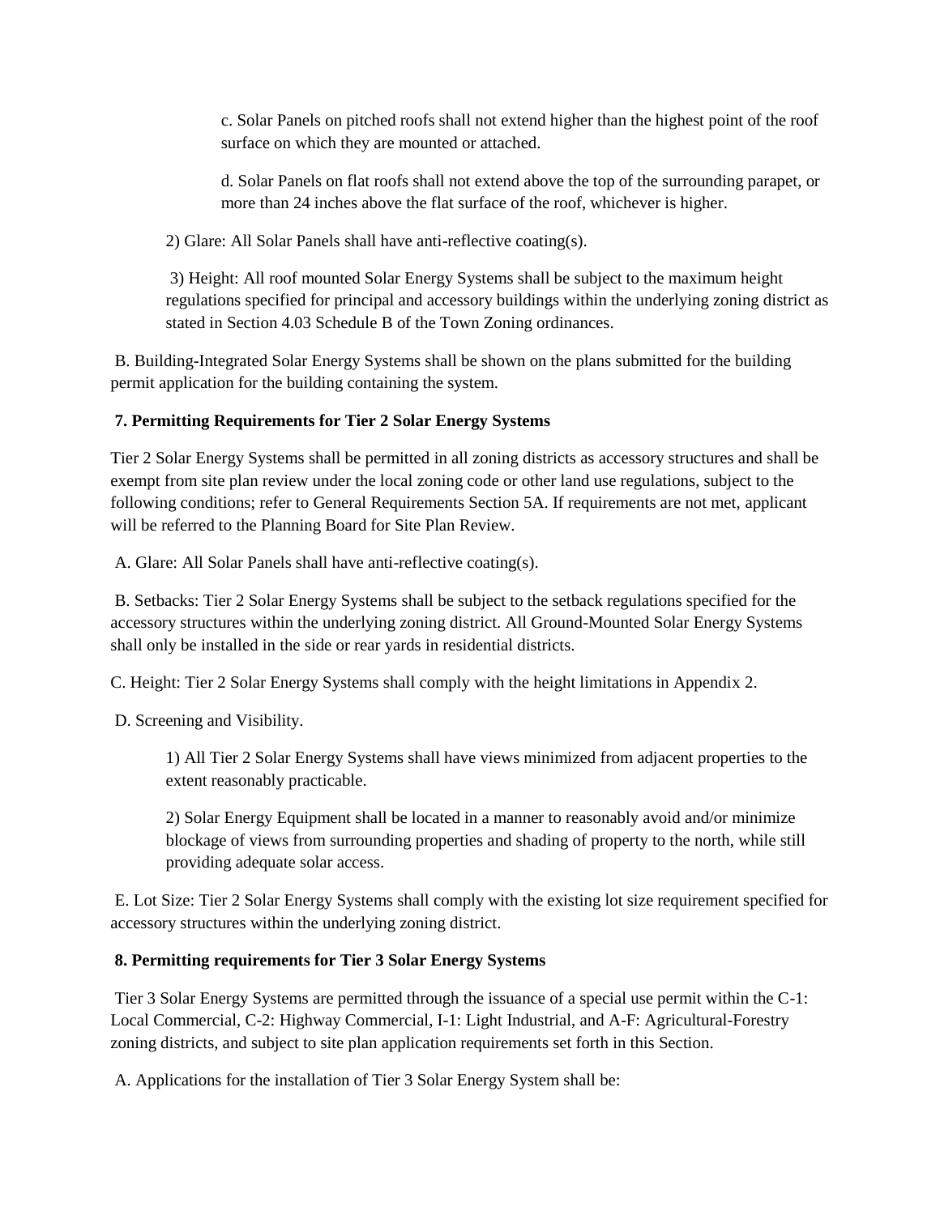c. Solar Panels on pitched roofs shall not extend higher than the highest point of the roof surface on which they are mounted or attached.

d. Solar Panels on flat roofs shall not extend above the top of the surrounding parapet, or more than 24 inches above the flat surface of the roof, whichever is higher.

2) Glare: All Solar Panels shall have anti-reflective coating(s).

3) Height: All roof mounted Solar Energy Systems shall be subject to the maximum height regulations specified for principal and accessory buildings within the underlying zoning district as stated in Section 4.03 Schedule B of the Town Zoning ordinances.

B. Building-Integrated Solar Energy Systems shall be shown on the plans submitted for the building permit application for the building containing the system.

**7. Permitting Requirements for Tier 2 Solar Energy Systems**

Tier 2 Solar Energy Systems shall be permitted in all zoning districts as accessory structures and shall be exempt from site plan review under the local zoning code or other land use regulations, subject to the following conditions; refer to General Requirements Section 5A. If requirements are not met, applicant will be referred to the Planning Board for Site Plan Review.

A. Glare: All Solar Panels shall have anti-reflective coating(s).

B. Setbacks: Tier 2 Solar Energy Systems shall be subject to the setback regulations specified for the accessory structures within the underlying zoning district. All Ground-Mounted Solar Energy Systems shall only be installed in the side or rear yards in residential districts.

C. Height: Tier 2 Solar Energy Systems shall comply with the height limitations in Appendix 2.

D. Screening and Visibility.

1) All Tier 2 Solar Energy Systems shall have views minimized from adjacent properties to the extent reasonably practicable.

2) Solar Energy Equipment shall be located in a manner to reasonably avoid and/or minimize blockage of views from surrounding properties and shading of property to the north, while still providing adequate solar access.

E. Lot Size: Tier 2 Solar Energy Systems shall comply with the existing lot size requirement specified for accessory structures within the underlying zoning district.

**8. Permitting requirements for Tier 3 Solar Energy Systems**

Tier 3 Solar Energy Systems are permitted through the issuance of a special use permit within the C-1: Local Commercial, C-2: Highway Commercial, I-1: Light Industrial, and A-F: Agricultural-Forestry zoning districts, and subject to site plan application requirements set forth in this Section.

A. Applications for the installation of Tier 3 Solar Energy System shall be: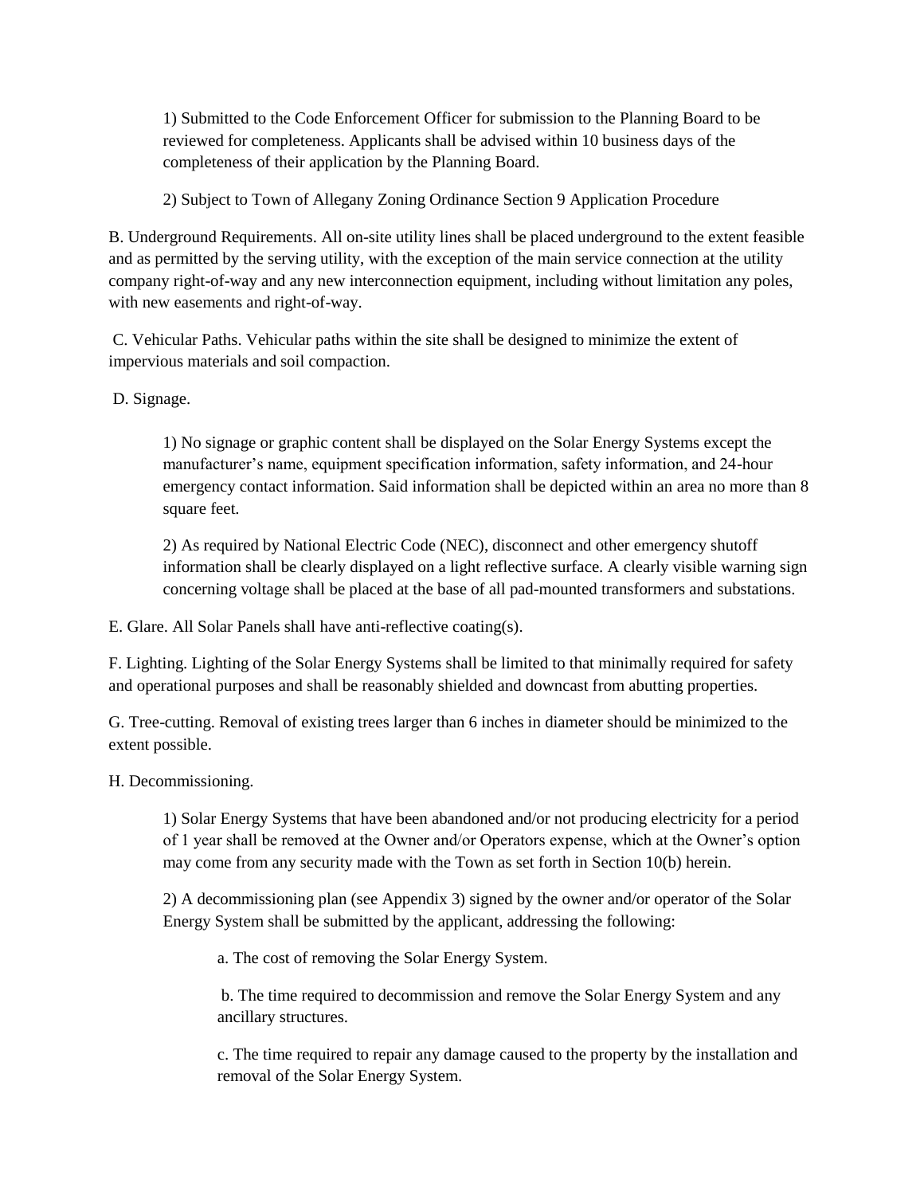1) Submitted to the Code Enforcement Officer for submission to the Planning Board to be reviewed for completeness. Applicants shall be advised within 10 business days of the completeness of their application by the Planning Board.

2) Subject to Town of Allegany Zoning Ordinance Section 9 Application Procedure

B. Underground Requirements. All on-site utility lines shall be placed underground to the extent feasible and as permitted by the serving utility, with the exception of the main service connection at the utility company right-of-way and any new interconnection equipment, including without limitation any poles, with new easements and right-of-way.

C. Vehicular Paths. Vehicular paths within the site shall be designed to minimize the extent of impervious materials and soil compaction.

D. Signage.

1) No signage or graphic content shall be displayed on the Solar Energy Systems except the manufacturer's name, equipment specification information, safety information, and 24-hour emergency contact information. Said information shall be depicted within an area no more than 8 square feet.

2) As required by National Electric Code (NEC), disconnect and other emergency shutoff information shall be clearly displayed on a light reflective surface. A clearly visible warning sign concerning voltage shall be placed at the base of all pad-mounted transformers and substations.

E. Glare. All Solar Panels shall have anti-reflective coating(s).

F. Lighting. Lighting of the Solar Energy Systems shall be limited to that minimally required for safety and operational purposes and shall be reasonably shielded and downcast from abutting properties.

G. Tree-cutting. Removal of existing trees larger than 6 inches in diameter should be minimized to the extent possible.

H. Decommissioning.

1) Solar Energy Systems that have been abandoned and/or not producing electricity for a period of 1 year shall be removed at the Owner and/or Operators expense, which at the Owner's option may come from any security made with the Town as set forth in Section 10(b) herein.

2) A decommissioning plan (see Appendix 3) signed by the owner and/or operator of the Solar Energy System shall be submitted by the applicant, addressing the following:

a. The cost of removing the Solar Energy System.

b. The time required to decommission and remove the Solar Energy System and any ancillary structures.

c. The time required to repair any damage caused to the property by the installation and removal of the Solar Energy System.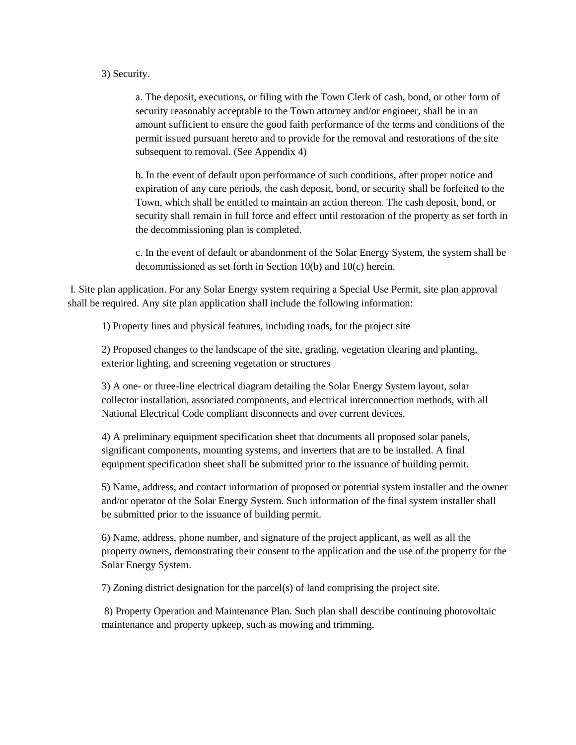3) Security.

a. The deposit, executions, or filing with the Town Clerk of cash, bond, or other form of security reasonably acceptable to the Town attorney and/or engineer, shall be in an amount sufficient to ensure the good faith performance of the terms and conditions of the permit issued pursuant hereto and to provide for the removal and restorations of the site subsequent to removal. (See Appendix 4)

b. In the event of default upon performance of such conditions, after proper notice and expiration of any cure periods, the cash deposit, bond, or security shall be forfeited to the Town, which shall be entitled to maintain an action thereon. The cash deposit, bond, or security shall remain in full force and effect until restoration of the property as set forth in the decommissioning plan is completed.

c. In the event of default or abandonment of the Solar Energy System, the system shall be decommissioned as set forth in Section 10(b) and 10(c) herein.

I. Site plan application. For any Solar Energy system requiring a Special Use Permit, site plan approval shall be required. Any site plan application shall include the following information:

1) Property lines and physical features, including roads, for the project site

2) Proposed changes to the landscape of the site, grading, vegetation clearing and planting, exterior lighting, and screening vegetation or structures

3) A one- or three-line electrical diagram detailing the Solar Energy System layout, solar collector installation, associated components, and electrical interconnection methods, with all National Electrical Code compliant disconnects and over current devices.

4) A preliminary equipment specification sheet that documents all proposed solar panels, significant components, mounting systems, and inverters that are to be installed. A final equipment specification sheet shall be submitted prior to the issuance of building permit.

5) Name, address, and contact information of proposed or potential system installer and the owner and/or operator of the Solar Energy System. Such information of the final system installer shall be submitted prior to the issuance of building permit.

6) Name, address, phone number, and signature of the project applicant, as well as all the property owners, demonstrating their consent to the application and the use of the property for the Solar Energy System.

7) Zoning district designation for the parcel(s) of land comprising the project site.

8) Property Operation and Maintenance Plan. Such plan shall describe continuing photovoltaic maintenance and property upkeep, such as mowing and trimming.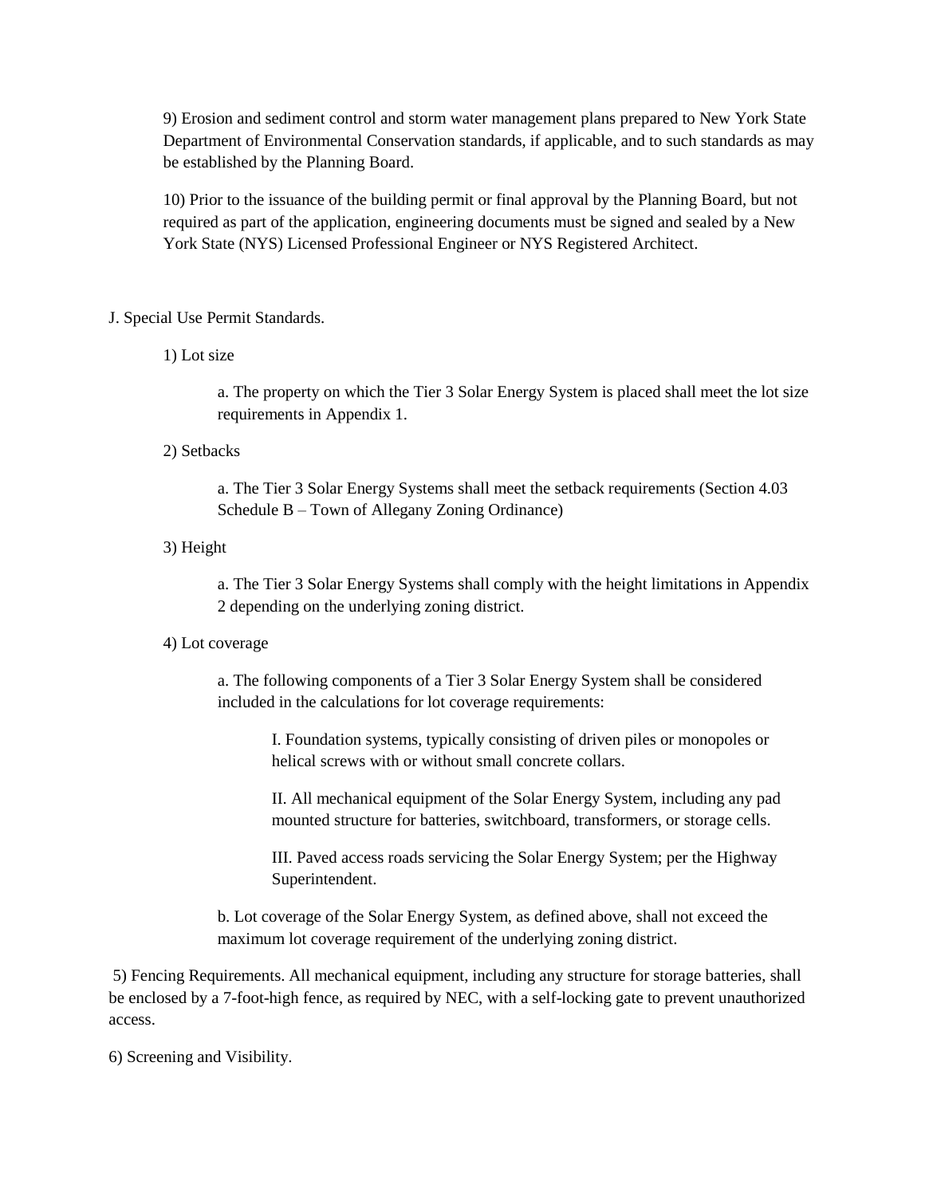9) Erosion and sediment control and storm water management plans prepared to New York State Department of Environmental Conservation standards, if applicable, and to such standards as may be established by the Planning Board.

10) Prior to the issuance of the building permit or final approval by the Planning Board, but not required as part of the application, engineering documents must be signed and sealed by a New York State (NYS) Licensed Professional Engineer or NYS Registered Architect.

J. Special Use Permit Standards.

1) Lot size

a. The property on which the Tier 3 Solar Energy System is placed shall meet the lot size requirements in Appendix 1.

2) Setbacks

a. The Tier 3 Solar Energy Systems shall meet the setback requirements (Section 4.03 Schedule B – Town of Allegany Zoning Ordinance)

3) Height

a. The Tier 3 Solar Energy Systems shall comply with the height limitations in Appendix 2 depending on the underlying zoning district.

4) Lot coverage

a. The following components of a Tier 3 Solar Energy System shall be considered included in the calculations for lot coverage requirements:

I. Foundation systems, typically consisting of driven piles or monopoles or helical screws with or without small concrete collars.

II. All mechanical equipment of the Solar Energy System, including any pad mounted structure for batteries, switchboard, transformers, or storage cells.

III. Paved access roads servicing the Solar Energy System; per the Highway Superintendent.

b. Lot coverage of the Solar Energy System, as defined above, shall not exceed the maximum lot coverage requirement of the underlying zoning district.

5) Fencing Requirements. All mechanical equipment, including any structure for storage batteries, shall be enclosed by a 7-foot-high fence, as required by NEC, with a self-locking gate to prevent unauthorized access.

6) Screening and Visibility.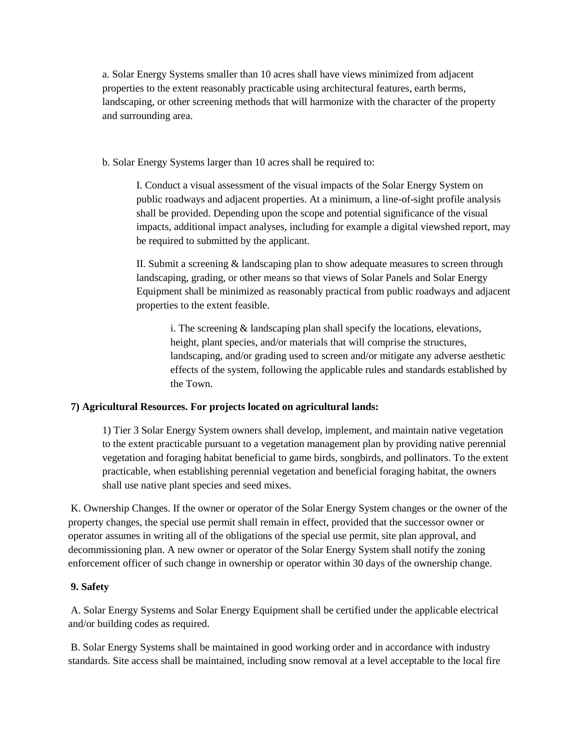a. Solar Energy Systems smaller than 10 acres shall have views minimized from adjacent properties to the extent reasonably practicable using architectural features, earth berms, landscaping, or other screening methods that will harmonize with the character of the property and surrounding area.

b. Solar Energy Systems larger than 10 acres shall be required to:

I. Conduct a visual assessment of the visual impacts of the Solar Energy System on public roadways and adjacent properties. At a minimum, a line-of-sight profile analysis shall be provided. Depending upon the scope and potential significance of the visual impacts, additional impact analyses, including for example a digital viewshed report, may be required to submitted by the applicant.

II. Submit a screening & landscaping plan to show adequate measures to screen through landscaping, grading, or other means so that views of Solar Panels and Solar Energy Equipment shall be minimized as reasonably practical from public roadways and adjacent properties to the extent feasible.

i. The screening & landscaping plan shall specify the locations, elevations, height, plant species, and/or materials that will comprise the structures, landscaping, and/or grading used to screen and/or mitigate any adverse aesthetic effects of the system, following the applicable rules and standards established by the Town.

**7) Agricultural Resources. For projects located on agricultural lands:**

1) Tier 3 Solar Energy System owners shall develop, implement, and maintain native vegetation to the extent practicable pursuant to a vegetation management plan by providing native perennial vegetation and foraging habitat beneficial to game birds, songbirds, and pollinators. To the extent practicable, when establishing perennial vegetation and beneficial foraging habitat, the owners shall use native plant species and seed mixes.

K. Ownership Changes. If the owner or operator of the Solar Energy System changes or the owner of the property changes, the special use permit shall remain in effect, provided that the successor owner or operator assumes in writing all of the obligations of the special use permit, site plan approval, and decommissioning plan. A new owner or operator of the Solar Energy System shall notify the zoning enforcement officer of such change in ownership or operator within 30 days of the ownership change.

**9. Safety**

A. Solar Energy Systems and Solar Energy Equipment shall be certified under the applicable electrical and/or building codes as required.

B. Solar Energy Systems shall be maintained in good working order and in accordance with industry standards. Site access shall be maintained, including snow removal at a level acceptable to the local fire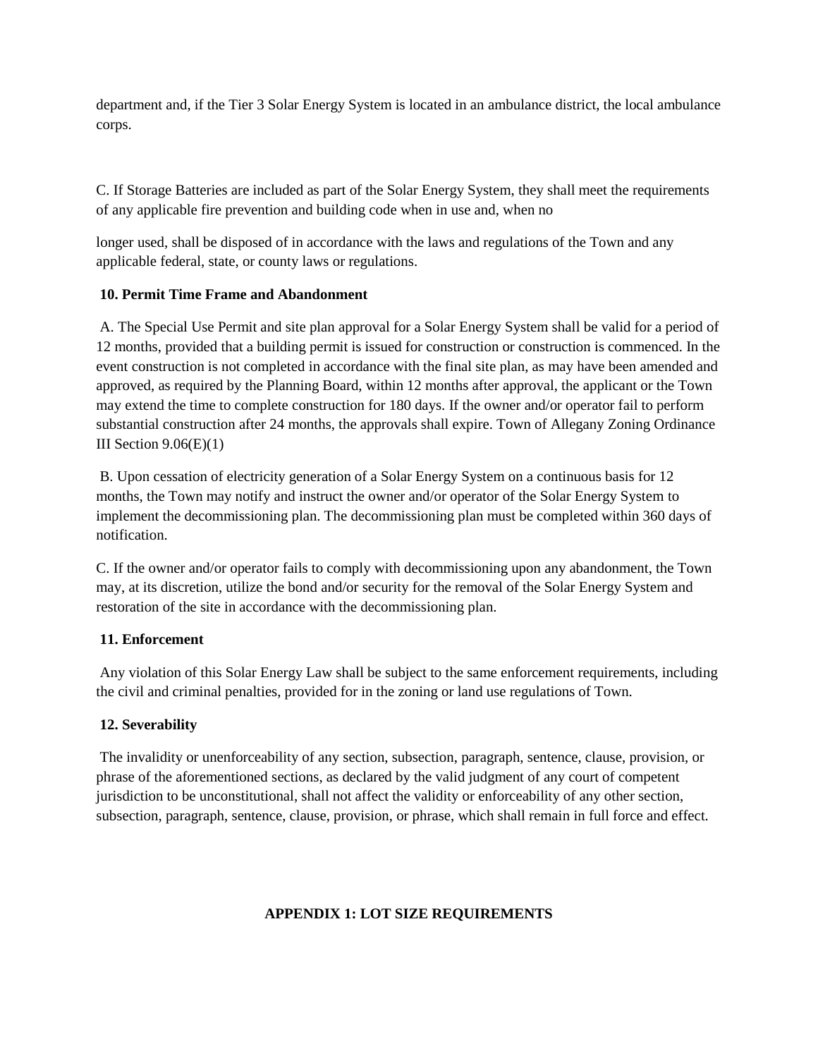department and, if the Tier 3 Solar Energy System is located in an ambulance district, the local ambulance corps.

C. If Storage Batteries are included as part of the Solar Energy System, they shall meet the requirements of any applicable fire prevention and building code when in use and, when no longer used, shall be disposed of in accordance with the laws and regulations of the Town and any applicable federal, state, or county laws or regulations.

**10. Permit Time Frame and Abandonment**

A. The Special Use Permit and site plan approval for a Solar Energy System shall be valid for a period of 12 months, provided that a building permit is issued for construction or construction is commenced. In the event construction is not completed in accordance with the final site plan, as may have been amended and approved, as required by the Planning Board, within 12 months after approval, the applicant or the Town may extend the time to complete construction for 180 days. If the owner and/or operator fail to perform substantial construction after 24 months, the approvals shall expire. Town of Allegany Zoning Ordinance III Section 9.06(E)(1)

B. Upon cessation of electricity generation of a Solar Energy System on a continuous basis for 12 months, the Town may notify and instruct the owner and/or operator of the Solar Energy System to implement the decommissioning plan. The decommissioning plan must be completed within 360 days of notification.

C. If the owner and/or operator fails to comply with decommissioning upon any abandonment, the Town may, at its discretion, utilize the bond and/or security for the removal of the Solar Energy System and restoration of the site in accordance with the decommissioning plan.

**11. Enforcement**

Any violation of this Solar Energy Law shall be subject to the same enforcement requirements, including the civil and criminal penalties, provided for in the zoning or land use regulations of Town.

**12. Severability**

The invalidity or unenforceability of any section, subsection, paragraph, sentence, clause, provision, or phrase of the aforementioned sections, as declared by the valid judgment of any court of competent jurisdiction to be unconstitutional, shall not affect the validity or enforceability of any other section, subsection, paragraph, sentence, clause, provision, or phrase, which shall remain in full force and effect.

**APPENDIX 1: LOT SIZE REQUIREMENTS**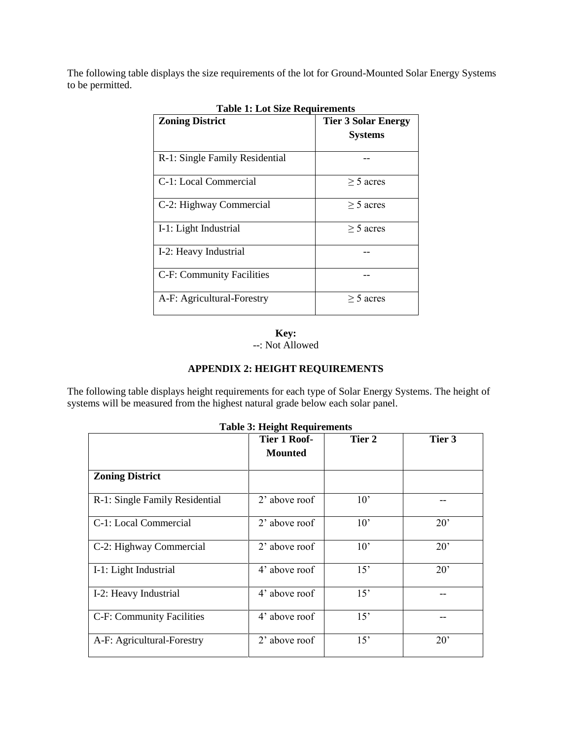The following table displays the size requirements of the lot for Ground-Mounted Solar Energy Systems to be permitted.

**Table 1: Lot Size Requirements**

| Zoning District | Tier 3 Solar Energy Systems |
|---|---|
| R-1: Single Family Residential | -- |
| C-1: Local Commercial | ≥ 5 acres |
| C-2: Highway Commercial | ≥ 5 acres |
| I-1: Light Industrial | ≥ 5 acres |
| I-2: Heavy Industrial | -- |
| C-F: Community Facilities | -- |
| A-F: Agricultural-Forestry | ≥ 5 acres |

**Key:**
--: Not Allowed

## APPENDIX 2: HEIGHT REQUIREMENTS

The following table displays height requirements for each type of Solar Energy Systems. The height of systems will be measured from the highest natural grade below each solar panel.

**Table 3: Height Requirements**

| | Tier 1 Roof-Mounted | Tier 2 | Tier 3 |
|---|---|---|---|
| **Zoning District** | | | |
| R-1: Single Family Residential | 2' above roof | 10' | -- |
| C-1: Local Commercial | 2' above roof | 10' | 20' |
| C-2: Highway Commercial | 2' above roof | 10' | 20' |
| I-1: Light Industrial | 4' above roof | 15' | 20' |
| I-2: Heavy Industrial | 4' above roof | 15' | -- |
| C-F: Community Facilities | 4' above roof | 15' | -- |
| A-F: Agricultural-Forestry | 2' above roof | 15' | 20' |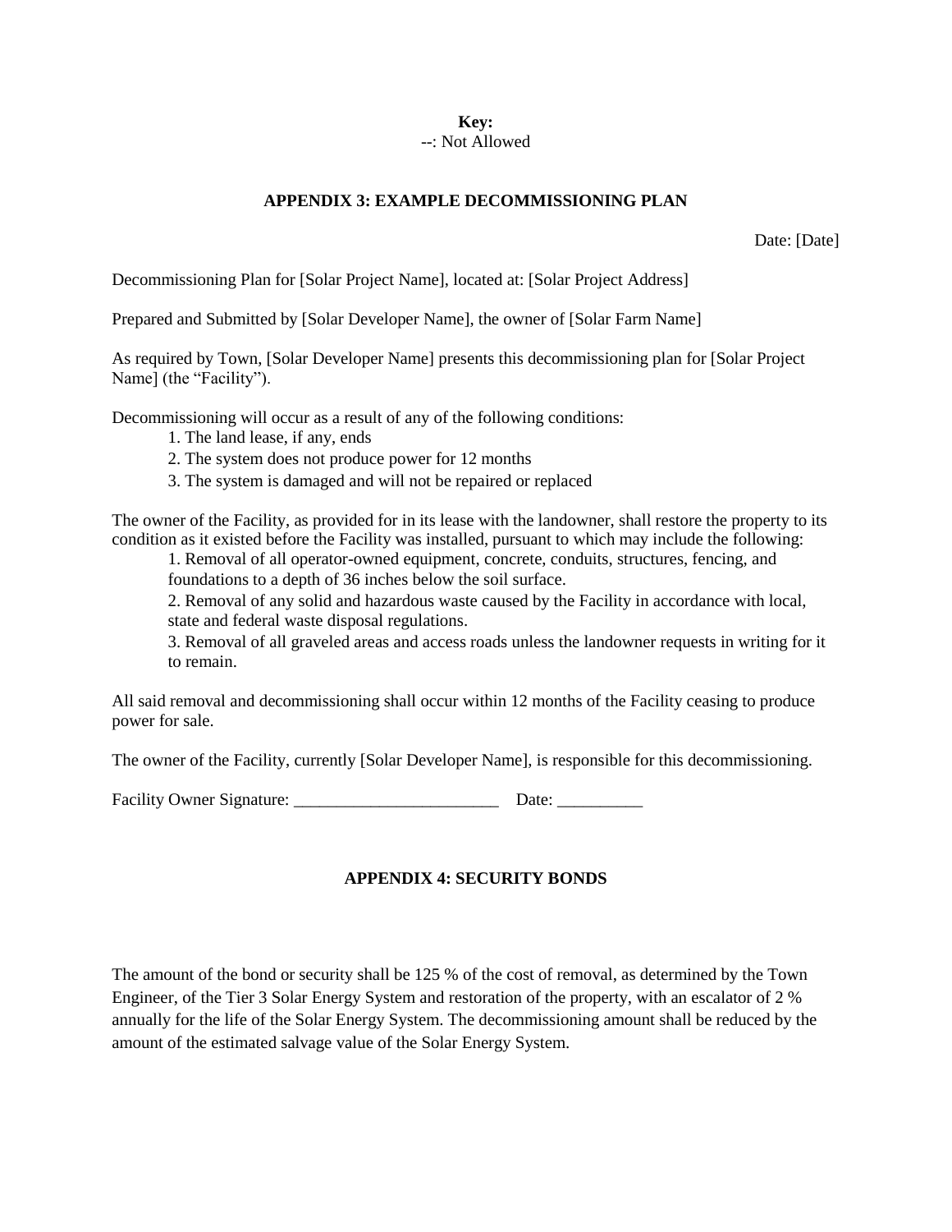**Key:**
--: Not Allowed

## APPENDIX 3: EXAMPLE DECOMMISSIONING PLAN

Date: [Date]

Decommissioning Plan for [Solar Project Name], located at: [Solar Project Address]

Prepared and Submitted by [Solar Developer Name], the owner of [Solar Farm Name]

As required by Town, [Solar Developer Name] presents this decommissioning plan for [Solar Project Name] (the "Facility").

Decommissioning will occur as a result of any of the following conditions:

1. The land lease, if any, ends
2. The system does not produce power for 12 months
3. The system is damaged and will not be repaired or replaced

The owner of the Facility, as provided for in its lease with the landowner, shall restore the property to its condition as it existed before the Facility was installed, pursuant to which may include the following:

1. Removal of all operator-owned equipment, concrete, conduits, structures, fencing, and foundations to a depth of 36 inches below the soil surface.
2. Removal of any solid and hazardous waste caused by the Facility in accordance with local, state and federal waste disposal regulations.
3. Removal of all graveled areas and access roads unless the landowner requests in writing for it to remain.

All said removal and decommissioning shall occur within 12 months of the Facility ceasing to produce power for sale.

The owner of the Facility, currently [Solar Developer Name], is responsible for this decommissioning.

Facility Owner Signature: ________________________ Date: __________

## APPENDIX 4: SECURITY BONDS

The amount of the bond or security shall be 125 % of the cost of removal, as determined by the Town Engineer, of the Tier 3 Solar Energy System and restoration of the property, with an escalator of 2 % annually for the life of the Solar Energy System. The decommissioning amount shall be reduced by the amount of the estimated salvage value of the Solar Energy System.